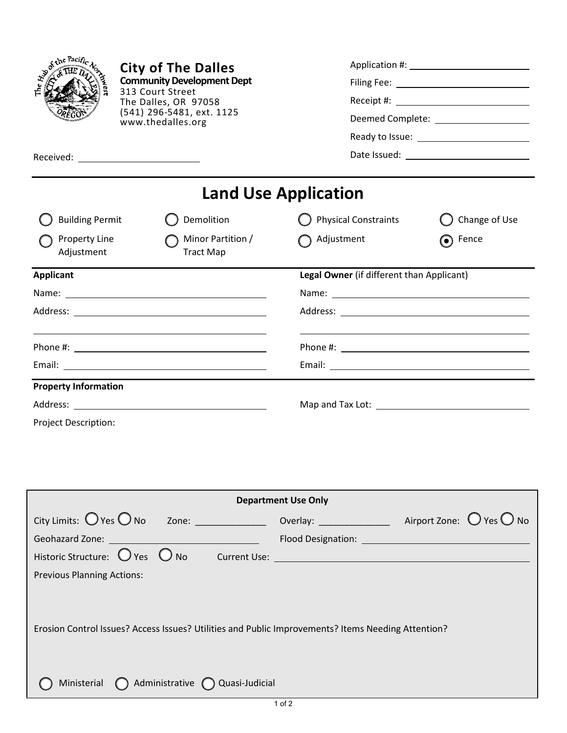**City of The Dalles**
**Community Development Dept**
313 Court Street
The Dalles, OR 97058
(541) 296-5481, ext. 1125
www.thedalles.org

Received: ______________________

Application #: ______________________
Filing Fee: ______________________
Receipt #: ______________________
Deemed Complete: ______________________
Ready to Issue: ______________________
Date Issued: ______________________

# Land Use Application

- ○ Building Permit
- ○ Demolition
- ○ Physical Constraints
- ○ Change of Use
- ○ Property Line Adjustment
- ○ Minor Partition / Tract Map
- ○ Adjustment
- ◉ Fence

| **Applicant** | **Legal Owner** (if different than Applicant) |
|---|---|
| Name: | Name: |
| Address: | Address: |
| | |
| Phone #: | Phone #: |
| Email: | Email: |

**Property Information**

Address: ______________________ Map and Tax Lot: ______________________

Project Description:

**Department Use Only**

City Limits: ○ Yes ○ No Zone: ______________ Overlay: ______________ Airport Zone: ○ Yes ○ No

Geohazard Zone: ______________________ Flood Designation: ______________________

Historic Structure: ○ Yes ○ No Current Use: ______________________

Previous Planning Actions:

Erosion Control Issues? Access Issues? Utilities and Public Improvements? Items Needing Attention?

○ Ministerial ○ Administrative ○ Quasi-Judicial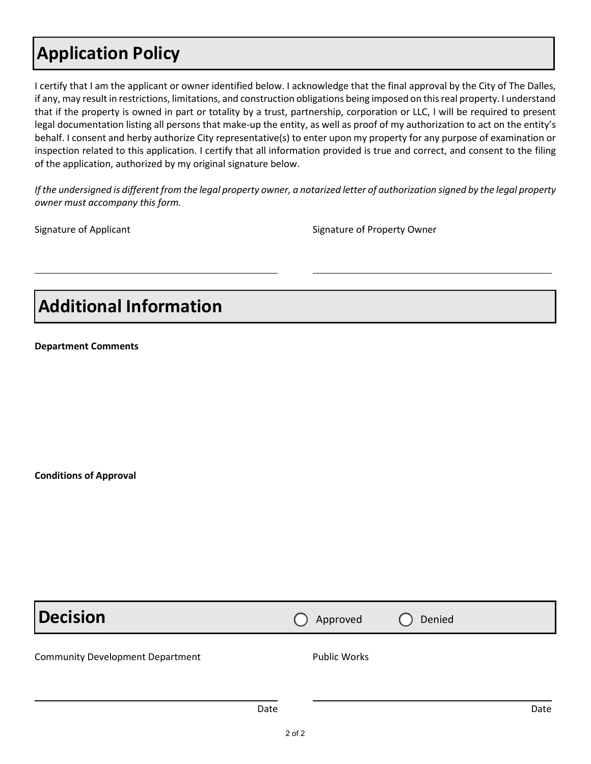## Application Policy

I certify that I am the applicant or owner identified below. I acknowledge that the final approval by the City of The Dalles, if any, may result in restrictions, limitations, and construction obligations being imposed on this real property. I understand that if the property is owned in part or totality by a trust, partnership, corporation or LLC, I will be required to present legal documentation listing all persons that make-up the entity, as well as proof of my authorization to act on the entity's behalf. I consent and herby authorize City representative(s) to enter upon my property for any purpose of examination or inspection related to this application. I certify that all information provided is true and correct, and consent to the filing of the application, authorized by my original signature below.

*If the undersigned is different from the legal property owner, a notarized letter of authorization signed by the legal property owner must accompany this form.*

Signature of Applicant

Signature of Property Owner

## Additional Information

**Department Comments**

**Conditions of Approval**

## Decision

◯ Approved ◯ Denied

Community Development Department

Date

Public Works

Date